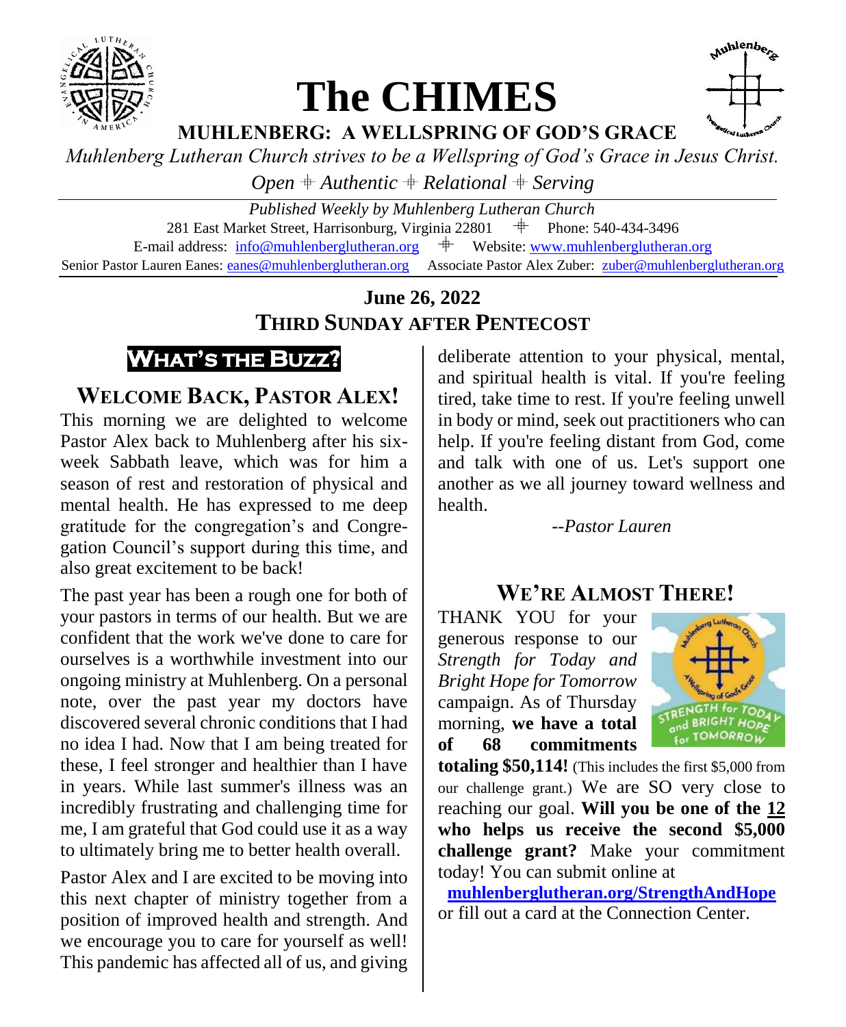# The CHIMES

**MUHLENBERG: A WELLSPRING OF GOD'S GRACE**

*Muhlenberg Lutheran Church strives to be a Wellspring of God's Grace in Jesus Christ.*

*Open ⁜ Authentic ⁜ Relational ⁜ Serving*

*Published Weekly by Muhlenberg Lutheran Church*

281 East Market Street, Harrisonburg, Virginia 22801 ⁜ Phone: 540-434-3496

E-mail address: info@muhlenberglutheran.org ⁜ Website: www.muhlenberglutheran.org

Senior Pastor Lauren Eanes: eanes@muhlenberglutheran.org Associate Pastor Alex Zuber: zuber@muhlenberglutheran.org

**June 26, 2022**

**THIRD SUNDAY AFTER PENTECOST**

## What's the Buzz?

### WELCOME BACK, PASTOR ALEX!

This morning we are delighted to welcome Pastor Alex back to Muhlenberg after his six-week Sabbath leave, which was for him a season of rest and restoration of physical and mental health. He has expressed to me deep gratitude for the congregation's and Congregation Council's support during this time, and also great excitement to be back!

The past year has been a rough one for both of your pastors in terms of our health. But we are confident that the work we've done to care for ourselves is a worthwhile investment into our ongoing ministry at Muhlenberg. On a personal note, over the past year my doctors have discovered several chronic conditions that I had no idea I had. Now that I am being treated for these, I feel stronger and healthier than I have in years. While last summer's illness was an incredibly frustrating and challenging time for me, I am grateful that God could use it as a way to ultimately bring me to better health overall.

Pastor Alex and I are excited to be moving into this next chapter of ministry together from a position of improved health and strength. And we encourage you to care for yourself as well! This pandemic has affected all of us, and giving deliberate attention to your physical, mental, and spiritual health is vital. If you're feeling tired, take time to rest. If you're feeling unwell in body or mind, seek out practitioners who can help. If you're feeling distant from God, come and talk with one of us. Let's support one another as we all journey toward wellness and health.

*--Pastor Lauren*

### WE'RE ALMOST THERE!

THANK YOU for your generous response to our *Strength for Today and Bright Hope for Tomorrow* campaign. As of Thursday morning, **we have a total of 68 commitments totaling $50,114!** (This includes the first $5,000 from our challenge grant.) We are SO very close to reaching our goal. **Will you be one of the 12 who helps us receive the second $5,000 challenge grant?** Make your commitment today! You can submit online at

**muhlenberglutheran.org/StrengthAndHope**

or fill out a card at the Connection Center.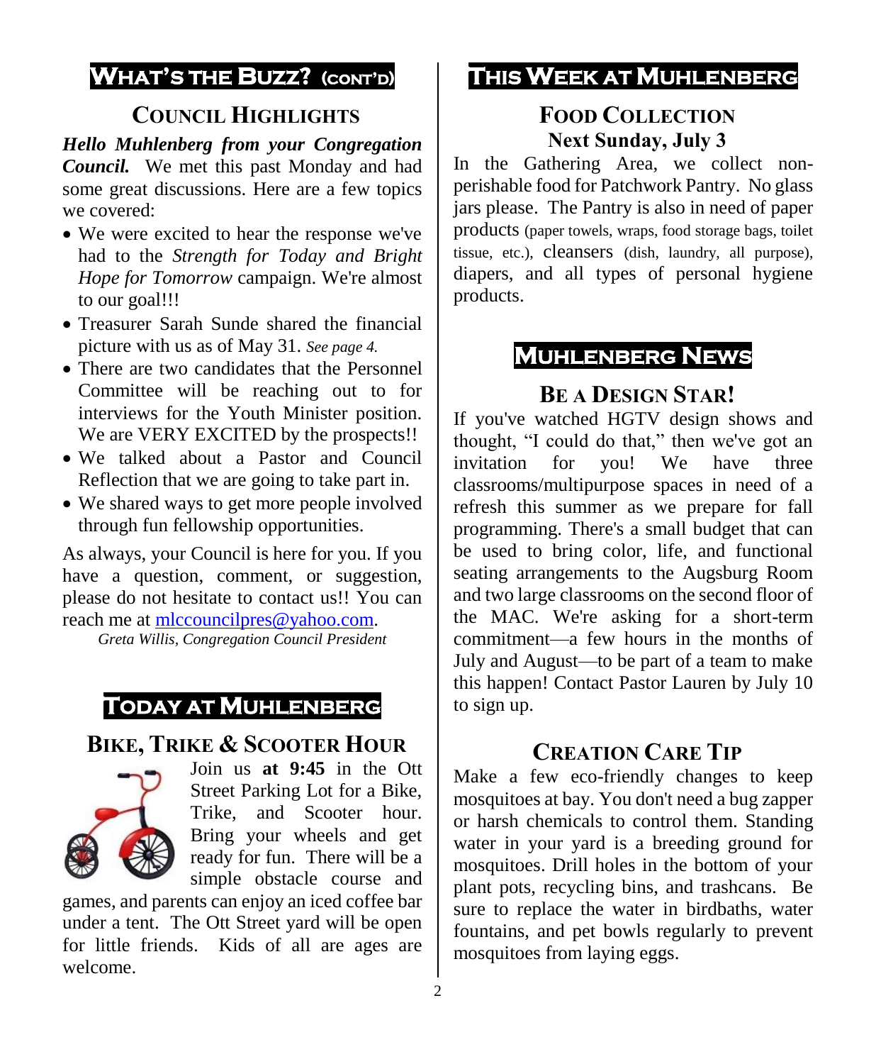# WHAT'S THE BUZZ? (CONT'D)

## COUNCIL HIGHLIGHTS

***Hello Muhlenberg from your Congregation Council.*** We met this past Monday and had some great discussions. Here are a few topics we covered:

- We were excited to hear the response we've had to the *Strength for Today and Bright Hope for Tomorrow* campaign. We're almost to our goal!!!
- Treasurer Sarah Sunde shared the financial picture with us as of May 31. *See page 4.*
- There are two candidates that the Personnel Committee will be reaching out to for interviews for the Youth Minister position. We are VERY EXCITED by the prospects!!
- We talked about a Pastor and Council Reflection that we are going to take part in.
- We shared ways to get more people involved through fun fellowship opportunities.

As always, your Council is here for you. If you have a question, comment, or suggestion, please do not hesitate to contact us!! You can reach me at mlccouncilpres@yahoo.com.

*Greta Willis, Congregation Council President*

# TODAY AT MUHLENBERG

## BIKE, TRIKE & SCOOTER HOUR

Join us **at 9:45** in the Ott Street Parking Lot for a Bike, Trike, and Scooter hour. Bring your wheels and get ready for fun. There will be a simple obstacle course and games, and parents can enjoy an iced coffee bar under a tent. The Ott Street yard will be open for little friends. Kids of all are ages are welcome.

# THIS WEEK AT MUHLENBERG

## FOOD COLLECTION
## Next Sunday, July 3

In the Gathering Area, we collect non-perishable food for Patchwork Pantry. No glass jars please. The Pantry is also in need of paper products (paper towels, wraps, food storage bags, toilet tissue, etc.), cleansers (dish, laundry, all purpose), diapers, and all types of personal hygiene products.

# MUHLENBERG NEWS

## BE A DESIGN STAR!

If you've watched HGTV design shows and thought, "I could do that," then we've got an invitation for you! We have three classrooms/multipurpose spaces in need of a refresh this summer as we prepare for fall programming. There's a small budget that can be used to bring color, life, and functional seating arrangements to the Augsburg Room and two large classrooms on the second floor of the MAC. We're asking for a short-term commitment—a few hours in the months of July and August—to be part of a team to make this happen! Contact Pastor Lauren by July 10 to sign up.

## CREATION CARE TIP

Make a few eco-friendly changes to keep mosquitoes at bay. You don't need a bug zapper or harsh chemicals to control them. Standing water in your yard is a breeding ground for mosquitoes. Drill holes in the bottom of your plant pots, recycling bins, and trashcans. Be sure to replace the water in birdbaths, water fountains, and pet bowls regularly to prevent mosquitoes from laying eggs.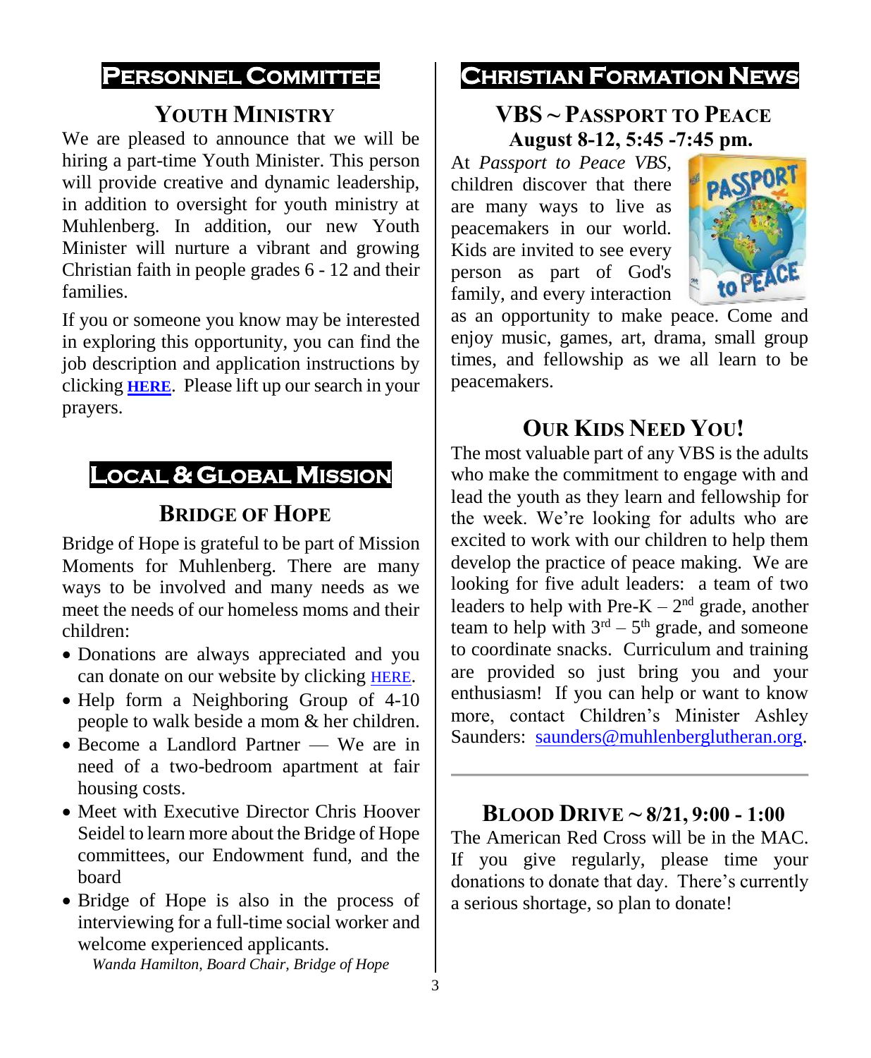## Personnel Committee

### Youth Ministry

We are pleased to announce that we will be hiring a part-time Youth Minister. This person will provide creative and dynamic leadership, in addition to oversight for youth ministry at Muhlenberg. In addition, our new Youth Minister will nurture a vibrant and growing Christian faith in people grades 6 - 12 and their families.

If you or someone you know may be interested in exploring this opportunity, you can find the job description and application instructions by clicking **HERE**. Please lift up our search in your prayers.

## Local & Global Mission

### Bridge of Hope

Bridge of Hope is grateful to be part of Mission Moments for Muhlenberg. There are many ways to be involved and many needs as we meet the needs of our homeless moms and their children:

- Donations are always appreciated and you can donate on our website by clicking HERE.
- Help form a Neighboring Group of 4-10 people to walk beside a mom & her children.
- Become a Landlord Partner — We are in need of a two-bedroom apartment at fair housing costs.
- Meet with Executive Director Chris Hoover Seidel to learn more about the Bridge of Hope committees, our Endowment fund, and the board
- Bridge of Hope is also in the process of interviewing for a full-time social worker and welcome experienced applicants.

*Wanda Hamilton, Board Chair, Bridge of Hope*

## Christian Formation News

### VBS ~ Passport to Peace

**August 8-12, 5:45 -7:45 pm.**

At *Passport to Peace VBS*, children discover that there are many ways to live as peacemakers in our world. Kids are invited to see every person as part of God's family, and every interaction as an opportunity to make peace. Come and enjoy music, games, art, drama, small group times, and fellowship as we all learn to be peacemakers.

### Our Kids Need You!

The most valuable part of any VBS is the adults who make the commitment to engage with and lead the youth as they learn and fellowship for the week. We're looking for adults who are excited to work with our children to help them develop the practice of peace making. We are looking for five adult leaders: a team of two leaders to help with Pre-K – 2nd grade, another team to help with 3rd – 5th grade, and someone to coordinate snacks. Curriculum and training are provided so just bring you and your enthusiasm! If you can help or want to know more, contact Children's Minister Ashley Saunders: saunders@muhlenberglutheran.org.

---

### Blood Drive ~ 8/21, 9:00 - 1:00

The American Red Cross will be in the MAC. If you give regularly, please time your donations to donate that day. There's currently a serious shortage, so plan to donate!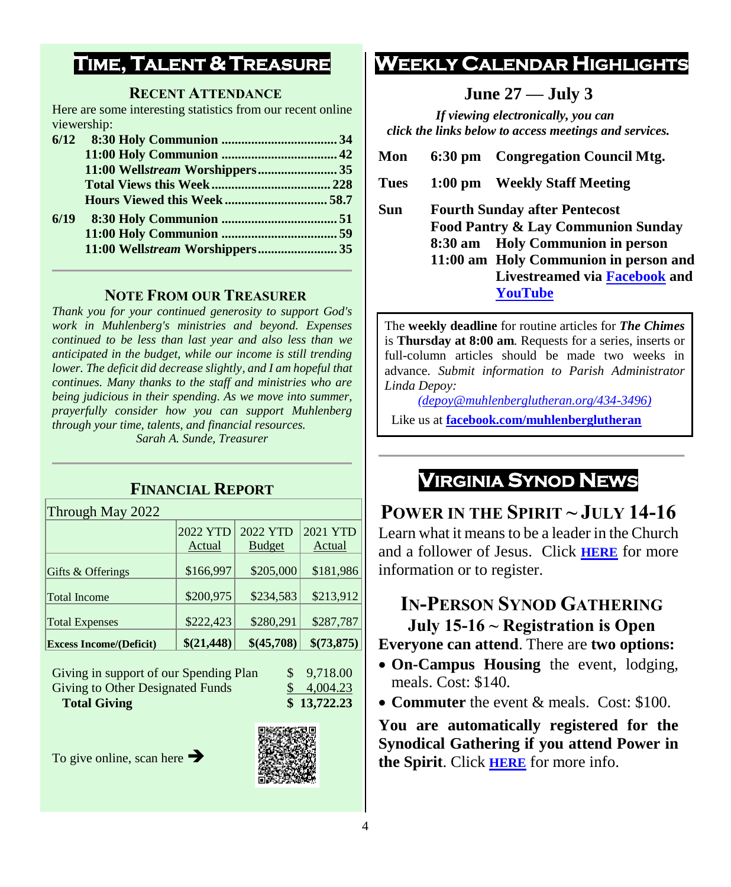# Time, Talent & Treasure

### Recent Attendance

Here are some interesting statistics from our recent online viewership:

**6/12**
- **8:30 Holy Communion .................. 34**
- **11:00 Holy Communion .................. 42**
- **11:00 Well*stream* Worshippers .................. 35**
- **Total Views this Week .................. 228**
- **Hours Viewed this Week .................. 58.7**

**6/19**
- **8:30 Holy Communion .................. 51**
- **11:00 Holy Communion .................. 59**
- **11:00 Well*stream* Worshippers .................. 35**

### Note From our Treasurer

*Thank you for your continued generosity to support God's work in Muhlenberg's ministries and beyond. Expenses continued to be less than last year and also less than we anticipated in the budget, while our income is still trending lower. The deficit did decrease slightly, and I am hopeful that continues. Many thanks to the staff and ministries who are being judicious in their spending. As we move into summer, prayerfully consider how you can support Muhlenberg through your time, talents, and financial resources.*

*Sarah A. Sunde, Treasurer*

### Financial Report

| Through May 2022 | 2022 YTD Actual | 2022 YTD Budget | 2021 YTD Actual |
|---|---|---|---|
| Gifts & Offerings | $166,997 | $205,000 | $181,986 |
| Total Income | $200,975 | $234,583 | $213,912 |
| Total Expenses | $222,423 | $280,291 | $287,787 |
| **Excess Income/(Deficit)** | **$(21,448)** | **$(45,708)** | **$(73,875)** |

| | |
|---|---|
| Giving in support of our Spending Plan | $ 9,718.00 |
| Giving to Other Designated Funds | $ 4,004.23 |
| **Total Giving** | **$ 13,722.23** |

To give online, scan here ➔

# Weekly Calendar Highlights

### June 27 — July 3

***If viewing electronically, you can click the links below to access meetings and services.***

**Mon** **6:30 pm** **Congregation Council Mtg.**

**Tues** **1:00 pm** **Weekly Staff Meeting**

**Sun** **Fourth Sunday after Pentecost**
**Food Pantry & Lay Communion Sunday**
**8:30 am** **Holy Communion in person**
**11:00 am** **Holy Communion in person and Livestreamed via Facebook and YouTube**

The **weekly deadline** for routine articles for ***The Chimes*** is **Thursday at 8:00 am**. Requests for a series, inserts or full-column articles should be made two weeks in advance. *Submit information to Parish Administrator Linda Depoy:*

*(depoy@muhlenberglutheran.org/434-3496)*

Like us at **facebook.com/muhlenberglutheran**

# Virginia Synod News

## Power in the Spirit ~ July 14-16

Learn what it means to be a leader in the Church and a follower of Jesus. Click **HERE** for more information or to register.

## In-Person Synod Gathering
### July 15-16 ~ Registration is Open

**Everyone can attend**. There are **two options:**

- **On-Campus Housing** the event, lodging, meals. Cost: $140.
- **Commuter** the event & meals. Cost: $100.

**You are automatically registered for the Synodical Gathering if you attend Power in the Spirit**. Click **HERE** for more info.